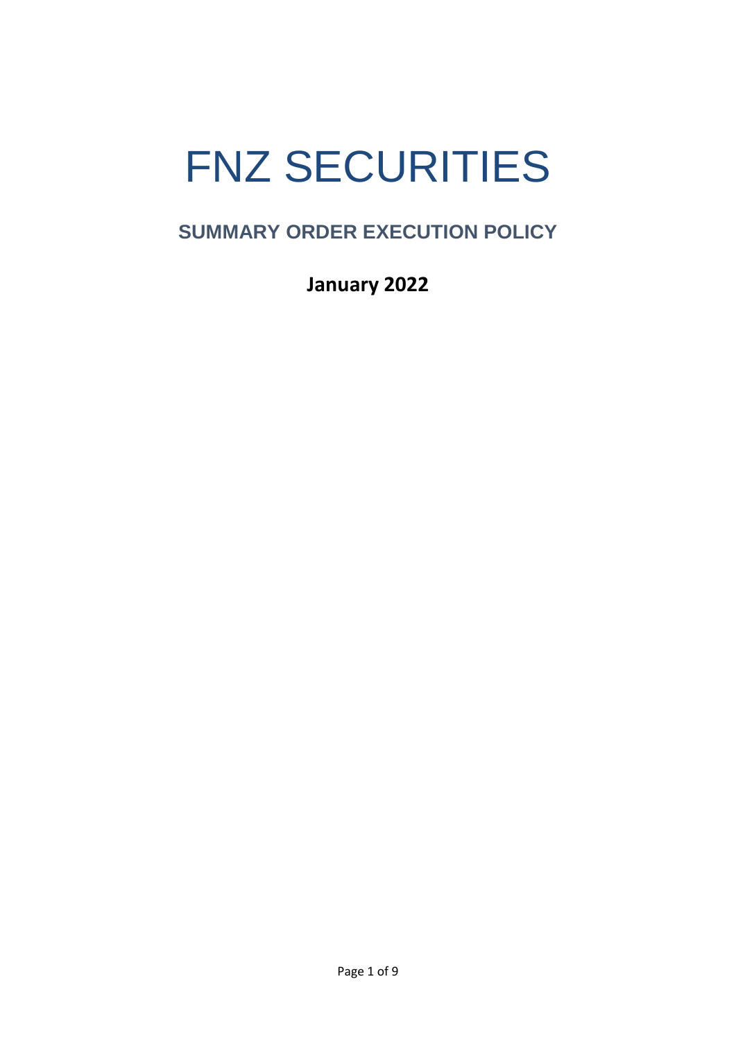# FNZ SECURITIES

## SUMMARY ORDER EXECUTION POLICY

**January 2022**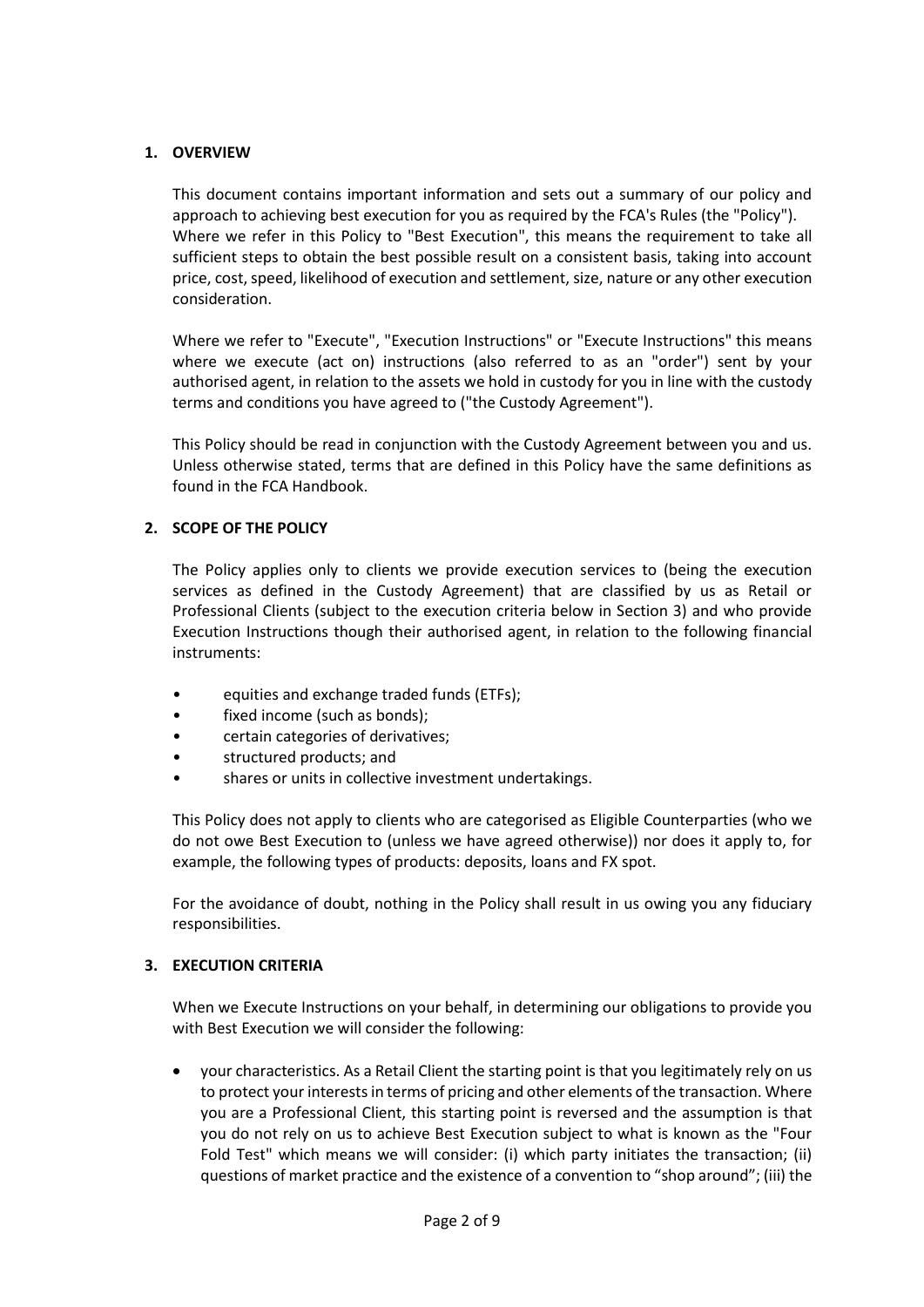## 1. OVERVIEW

This document contains important information and sets out a summary of our policy and approach to achieving best execution for you as required by the FCA's Rules (the "Policy"). Where we refer in this Policy to "Best Execution", this means the requirement to take all sufficient steps to obtain the best possible result on a consistent basis, taking into account price, cost, speed, likelihood of execution and settlement, size, nature or any other execution consideration.

Where we refer to "Execute", "Execution Instructions" or "Execute Instructions" this means where we execute (act on) instructions (also referred to as an "order") sent by your authorised agent, in relation to the assets we hold in custody for you in line with the custody terms and conditions you have agreed to ("the Custody Agreement").

This Policy should be read in conjunction with the Custody Agreement between you and us. Unless otherwise stated, terms that are defined in this Policy have the same definitions as found in the FCA Handbook.

## 2. SCOPE OF THE POLICY

The Policy applies only to clients we provide execution services to (being the execution services as defined in the Custody Agreement) that are classified by us as Retail or Professional Clients (subject to the execution criteria below in Section 3) and who provide Execution Instructions though their authorised agent, in relation to the following financial instruments:

- equities and exchange traded funds (ETFs);
- fixed income (such as bonds);
- certain categories of derivatives;
- structured products; and
- shares or units in collective investment undertakings.

This Policy does not apply to clients who are categorised as Eligible Counterparties (who we do not owe Best Execution to (unless we have agreed otherwise)) nor does it apply to, for example, the following types of products: deposits, loans and FX spot.

For the avoidance of doubt, nothing in the Policy shall result in us owing you any fiduciary responsibilities.

## 3. EXECUTION CRITERIA

When we Execute Instructions on your behalf, in determining our obligations to provide you with Best Execution we will consider the following:

- your characteristics. As a Retail Client the starting point is that you legitimately rely on us to protect your interests in terms of pricing and other elements of the transaction. Where you are a Professional Client, this starting point is reversed and the assumption is that you do not rely on us to achieve Best Execution subject to what is known as the "Four Fold Test" which means we will consider: (i) which party initiates the transaction; (ii) questions of market practice and the existence of a convention to "shop around"; (iii) the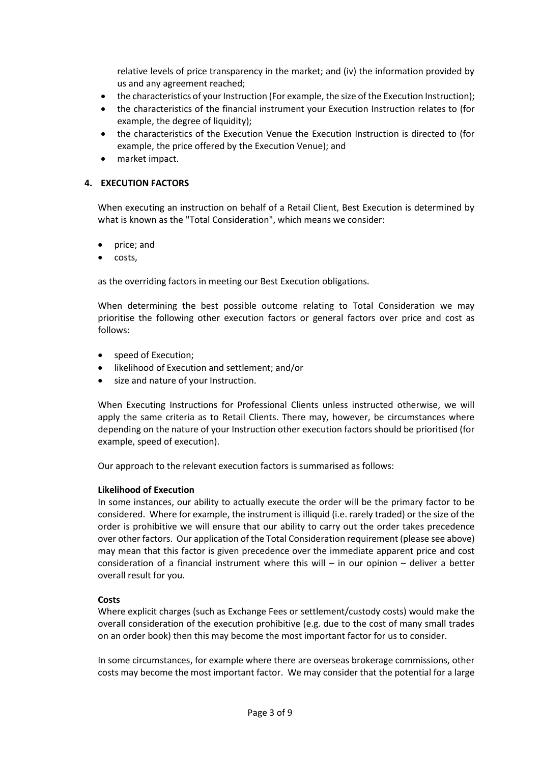relative levels of price transparency in the market; and (iv) the information provided by us and any agreement reached;

- the characteristics of your Instruction (For example, the size of the Execution Instruction);
- the characteristics of the financial instrument your Execution Instruction relates to (for example, the degree of liquidity);
- the characteristics of the Execution Venue the Execution Instruction is directed to (for example, the price offered by the Execution Venue); and
- market impact.

## 4. EXECUTION FACTORS

When executing an instruction on behalf of a Retail Client, Best Execution is determined by what is known as the "Total Consideration", which means we consider:

- price; and
- costs,

as the overriding factors in meeting our Best Execution obligations.

When determining the best possible outcome relating to Total Consideration we may prioritise the following other execution factors or general factors over price and cost as follows:

- speed of Execution;
- likelihood of Execution and settlement; and/or
- size and nature of your Instruction.

When Executing Instructions for Professional Clients unless instructed otherwise, we will apply the same criteria as to Retail Clients. There may, however, be circumstances where depending on the nature of your Instruction other execution factors should be prioritised (for example, speed of execution).

Our approach to the relevant execution factors is summarised as follows:

**Likelihood of Execution**
In some instances, our ability to actually execute the order will be the primary factor to be considered. Where for example, the instrument is illiquid (i.e. rarely traded) or the size of the order is prohibitive we will ensure that our ability to carry out the order takes precedence over other factors. Our application of the Total Consideration requirement (please see above) may mean that this factor is given precedence over the immediate apparent price and cost consideration of a financial instrument where this will – in our opinion – deliver a better overall result for you.

**Costs**
Where explicit charges (such as Exchange Fees or settlement/custody costs) would make the overall consideration of the execution prohibitive (e.g. due to the cost of many small trades on an order book) then this may become the most important factor for us to consider.

In some circumstances, for example where there are overseas brokerage commissions, other costs may become the most important factor. We may consider that the potential for a large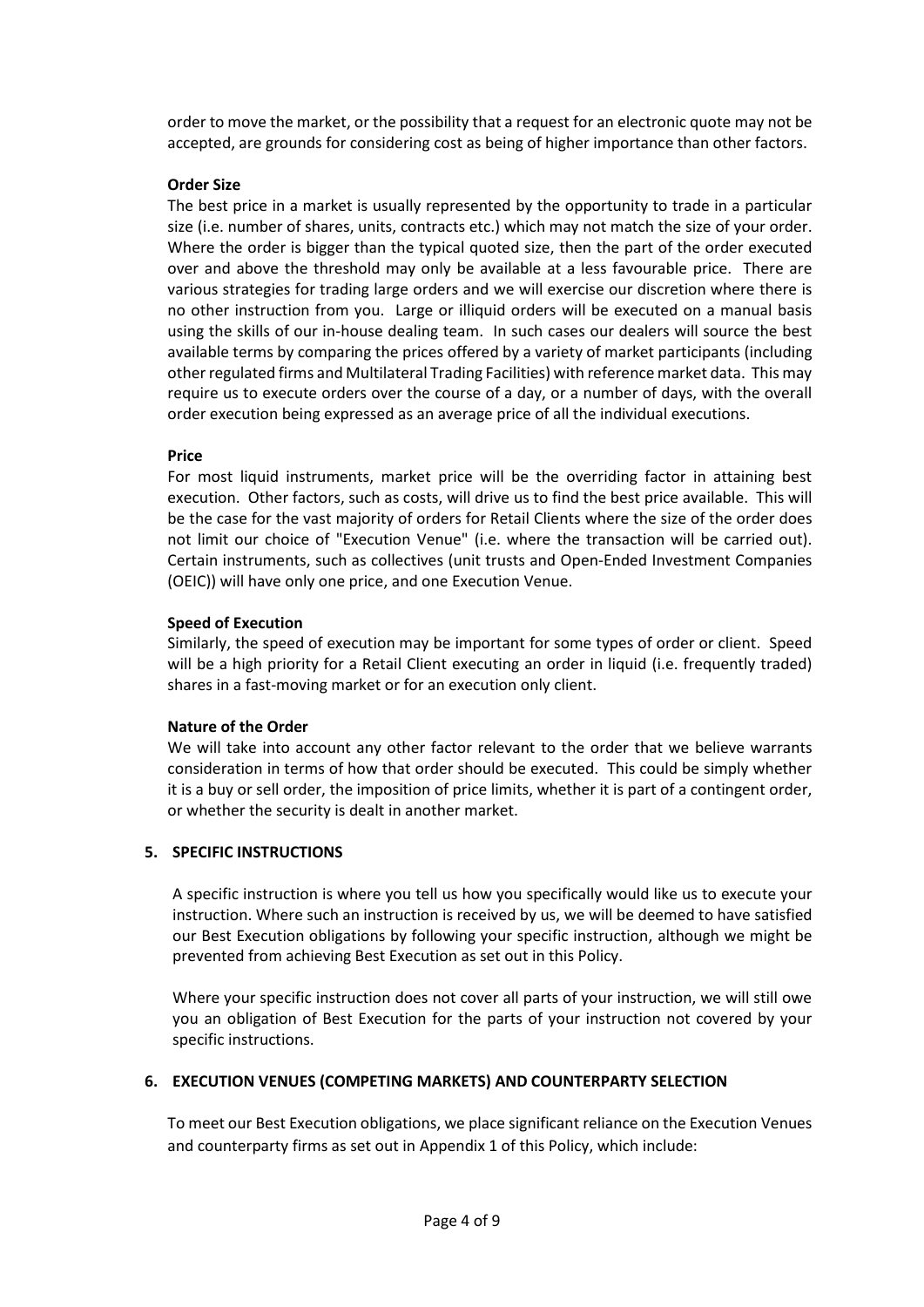order to move the market, or the possibility that a request for an electronic quote may not be accepted, are grounds for considering cost as being of higher importance than other factors.

**Order Size**

The best price in a market is usually represented by the opportunity to trade in a particular size (i.e. number of shares, units, contracts etc.) which may not match the size of your order. Where the order is bigger than the typical quoted size, then the part of the order executed over and above the threshold may only be available at a less favourable price. There are various strategies for trading large orders and we will exercise our discretion where there is no other instruction from you. Large or illiquid orders will be executed on a manual basis using the skills of our in-house dealing team. In such cases our dealers will source the best available terms by comparing the prices offered by a variety of market participants (including other regulated firms and Multilateral Trading Facilities) with reference market data. This may require us to execute orders over the course of a day, or a number of days, with the overall order execution being expressed as an average price of all the individual executions.

**Price**

For most liquid instruments, market price will be the overriding factor in attaining best execution. Other factors, such as costs, will drive us to find the best price available. This will be the case for the vast majority of orders for Retail Clients where the size of the order does not limit our choice of "Execution Venue" (i.e. where the transaction will be carried out). Certain instruments, such as collectives (unit trusts and Open-Ended Investment Companies (OEIC)) will have only one price, and one Execution Venue.

**Speed of Execution**

Similarly, the speed of execution may be important for some types of order or client. Speed will be a high priority for a Retail Client executing an order in liquid (i.e. frequently traded) shares in a fast-moving market or for an execution only client.

**Nature of the Order**

We will take into account any other factor relevant to the order that we believe warrants consideration in terms of how that order should be executed. This could be simply whether it is a buy or sell order, the imposition of price limits, whether it is part of a contingent order, or whether the security is dealt in another market.

## 5. SPECIFIC INSTRUCTIONS

A specific instruction is where you tell us how you specifically would like us to execute your instruction. Where such an instruction is received by us, we will be deemed to have satisfied our Best Execution obligations by following your specific instruction, although we might be prevented from achieving Best Execution as set out in this Policy.

Where your specific instruction does not cover all parts of your instruction, we will still owe you an obligation of Best Execution for the parts of your instruction not covered by your specific instructions.

## 6. EXECUTION VENUES (COMPETING MARKETS) AND COUNTERPARTY SELECTION

To meet our Best Execution obligations, we place significant reliance on the Execution Venues and counterparty firms as set out in Appendix 1 of this Policy, which include: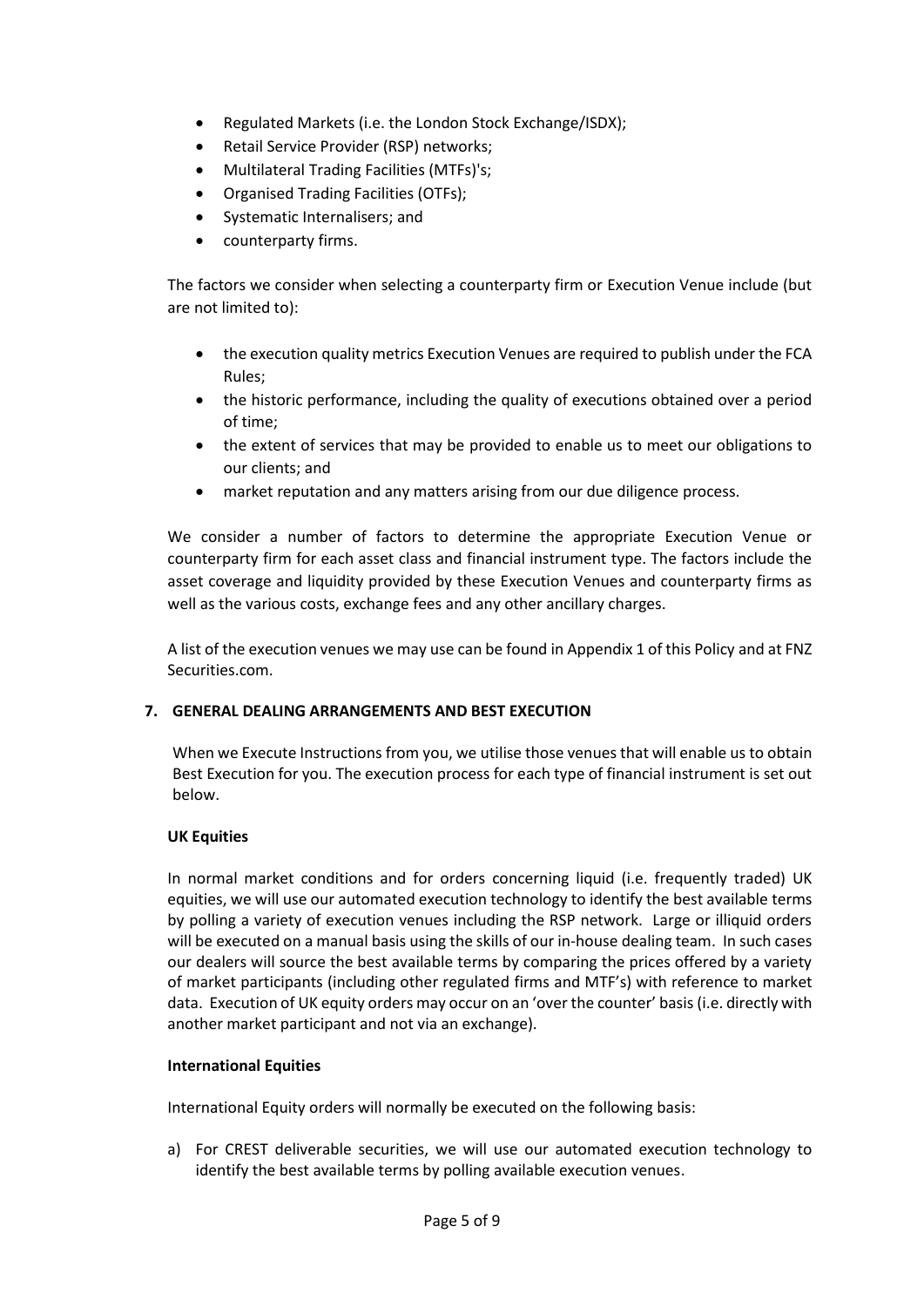- Regulated Markets (i.e. the London Stock Exchange/ISDX);
- Retail Service Provider (RSP) networks;
- Multilateral Trading Facilities (MTFs)'s;
- Organised Trading Facilities (OTFs);
- Systematic Internalisers; and
- counterparty firms.

The factors we consider when selecting a counterparty firm or Execution Venue include (but are not limited to):

- the execution quality metrics Execution Venues are required to publish under the FCA Rules;
- the historic performance, including the quality of executions obtained over a period of time;
- the extent of services that may be provided to enable us to meet our obligations to our clients; and
- market reputation and any matters arising from our due diligence process.

We consider a number of factors to determine the appropriate Execution Venue or counterparty firm for each asset class and financial instrument type. The factors include the asset coverage and liquidity provided by these Execution Venues and counterparty firms as well as the various costs, exchange fees and any other ancillary charges.

A list of the execution venues we may use can be found in Appendix 1 of this Policy and at FNZ Securities.com.

## 7. GENERAL DEALING ARRANGEMENTS AND BEST EXECUTION

When we Execute Instructions from you, we utilise those venues that will enable us to obtain Best Execution for you. The execution process for each type of financial instrument is set out below.

**UK Equities**

In normal market conditions and for orders concerning liquid (i.e. frequently traded) UK equities, we will use our automated execution technology to identify the best available terms by polling a variety of execution venues including the RSP network. Large or illiquid orders will be executed on a manual basis using the skills of our in-house dealing team. In such cases our dealers will source the best available terms by comparing the prices offered by a variety of market participants (including other regulated firms and MTF's) with reference to market data. Execution of UK equity orders may occur on an 'over the counter' basis (i.e. directly with another market participant and not via an exchange).

**International Equities**

International Equity orders will normally be executed on the following basis:

a) For CREST deliverable securities, we will use our automated execution technology to identify the best available terms by polling available execution venues.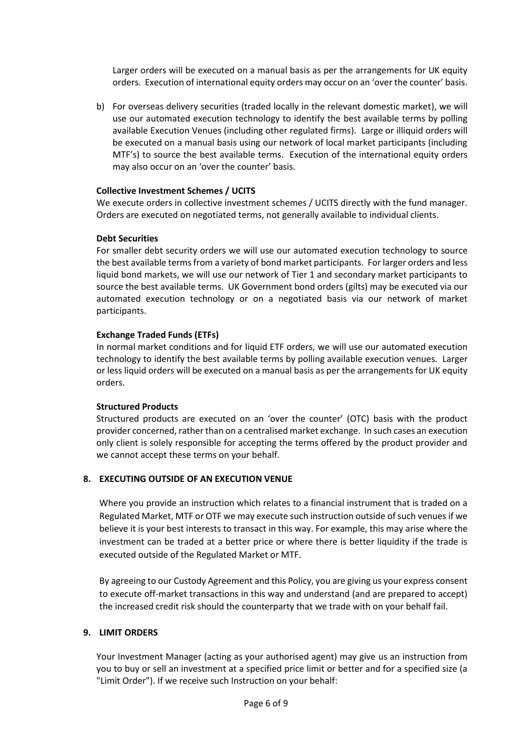Larger orders will be executed on a manual basis as per the arrangements for UK equity orders. Execution of international equity orders may occur on an 'over the counter' basis.

b) For overseas delivery securities (traded locally in the relevant domestic market), we will use our automated execution technology to identify the best available terms by polling available Execution Venues (including other regulated firms). Large or illiquid orders will be executed on a manual basis using our network of local market participants (including MTF's) to source the best available terms. Execution of the international equity orders may also occur on an 'over the counter' basis.

**Collective Investment Schemes / UCITS**

We execute orders in collective investment schemes / UCITS directly with the fund manager. Orders are executed on negotiated terms, not generally available to individual clients.

**Debt Securities**

For smaller debt security orders we will use our automated execution technology to source the best available terms from a variety of bond market participants. For larger orders and less liquid bond markets, we will use our network of Tier 1 and secondary market participants to source the best available terms. UK Government bond orders (gilts) may be executed via our automated execution technology or on a negotiated basis via our network of market participants.

**Exchange Traded Funds (ETFs)**

In normal market conditions and for liquid ETF orders, we will use our automated execution technology to identify the best available terms by polling available execution venues. Larger or less liquid orders will be executed on a manual basis as per the arrangements for UK equity orders.

**Structured Products**

Structured products are executed on an 'over the counter' (OTC) basis with the product provider concerned, rather than on a centralised market exchange. In such cases an execution only client is solely responsible for accepting the terms offered by the product provider and we cannot accept these terms on your behalf.

## 8. EXECUTING OUTSIDE OF AN EXECUTION VENUE

Where you provide an instruction which relates to a financial instrument that is traded on a Regulated Market, MTF or OTF we may execute such instruction outside of such venues if we believe it is your best interests to transact in this way. For example, this may arise where the investment can be traded at a better price or where there is better liquidity if the trade is executed outside of the Regulated Market or MTF.

By agreeing to our Custody Agreement and this Policy, you are giving us your express consent to execute off-market transactions in this way and understand (and are prepared to accept) the increased credit risk should the counterparty that we trade with on your behalf fail.

## 9. LIMIT ORDERS

Your Investment Manager (acting as your authorised agent) may give us an instruction from you to buy or sell an investment at a specified price limit or better and for a specified size (a "Limit Order"). If we receive such Instruction on your behalf: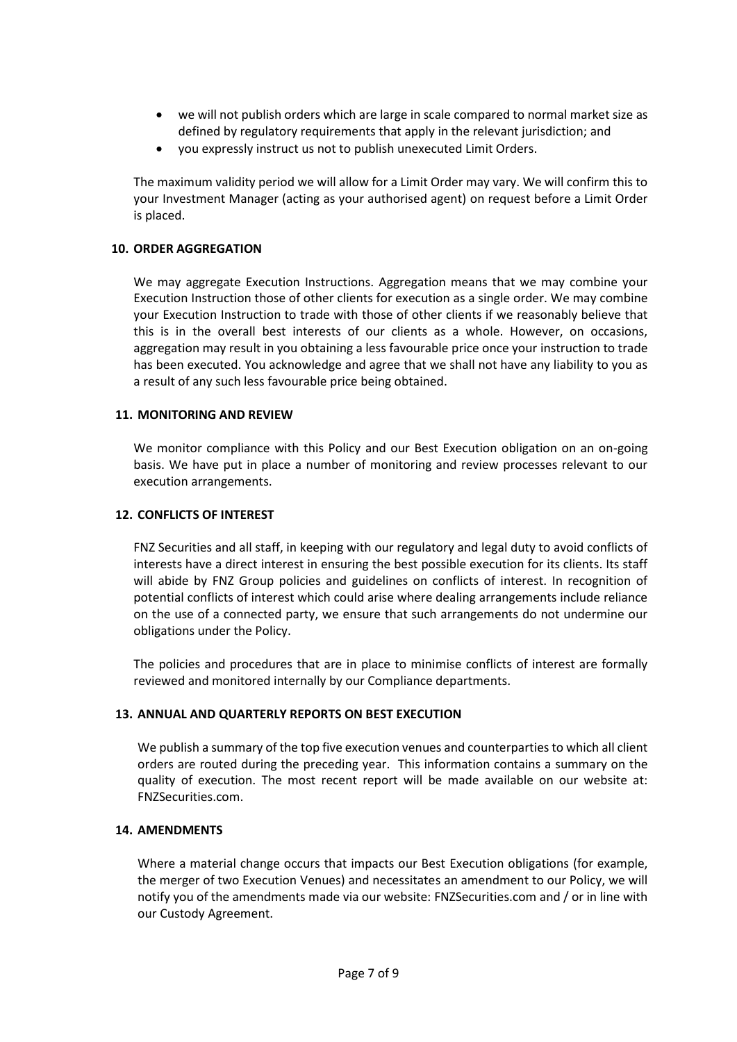- we will not publish orders which are large in scale compared to normal market size as defined by regulatory requirements that apply in the relevant jurisdiction; and
- you expressly instruct us not to publish unexecuted Limit Orders.

The maximum validity period we will allow for a Limit Order may vary. We will confirm this to your Investment Manager (acting as your authorised agent) on request before a Limit Order is placed.

## 10. ORDER AGGREGATION

We may aggregate Execution Instructions. Aggregation means that we may combine your Execution Instruction those of other clients for execution as a single order. We may combine your Execution Instruction to trade with those of other clients if we reasonably believe that this is in the overall best interests of our clients as a whole. However, on occasions, aggregation may result in you obtaining a less favourable price once your instruction to trade has been executed. You acknowledge and agree that we shall not have any liability to you as a result of any such less favourable price being obtained.

## 11. MONITORING AND REVIEW

We monitor compliance with this Policy and our Best Execution obligation on an on-going basis. We have put in place a number of monitoring and review processes relevant to our execution arrangements.

## 12. CONFLICTS OF INTEREST

FNZ Securities and all staff, in keeping with our regulatory and legal duty to avoid conflicts of interests have a direct interest in ensuring the best possible execution for its clients. Its staff will abide by FNZ Group policies and guidelines on conflicts of interest. In recognition of potential conflicts of interest which could arise where dealing arrangements include reliance on the use of a connected party, we ensure that such arrangements do not undermine our obligations under the Policy.

The policies and procedures that are in place to minimise conflicts of interest are formally reviewed and monitored internally by our Compliance departments.

## 13. ANNUAL AND QUARTERLY REPORTS ON BEST EXECUTION

We publish a summary of the top five execution venues and counterparties to which all client orders are routed during the preceding year. This information contains a summary on the quality of execution. The most recent report will be made available on our website at: FNZSecurities.com.

## 14. AMENDMENTS

Where a material change occurs that impacts our Best Execution obligations (for example, the merger of two Execution Venues) and necessitates an amendment to our Policy, we will notify you of the amendments made via our website: FNZSecurities.com and / or in line with our Custody Agreement.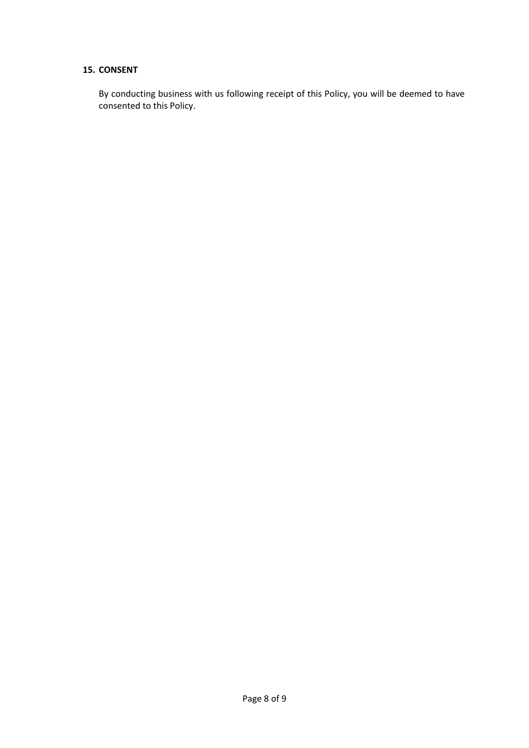## 15. CONSENT

By conducting business with us following receipt of this Policy, you will be deemed to have consented to this Policy.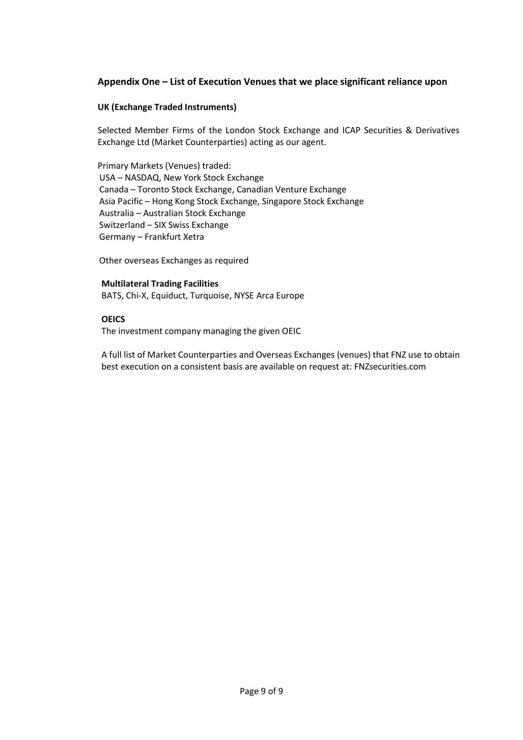## Appendix One – List of Execution Venues that we place significant reliance upon

### UK (Exchange Traded Instruments)

Selected Member Firms of the London Stock Exchange and ICAP Securities & Derivatives Exchange Ltd (Market Counterparties) acting as our agent.

Primary Markets (Venues) traded:
USA – NASDAQ, New York Stock Exchange
Canada – Toronto Stock Exchange, Canadian Venture Exchange
Asia Pacific – Hong Kong Stock Exchange, Singapore Stock Exchange
Australia – Australian Stock Exchange
Switzerland – SIX Swiss Exchange
Germany – Frankfurt Xetra

Other overseas Exchanges as required

**Multilateral Trading Facilities**
BATS, Chi-X, Equiduct, Turquoise, NYSE Arca Europe

**OEICS**
The investment company managing the given OEIC

A full list of Market Counterparties and Overseas Exchanges (venues) that FNZ use to obtain best execution on a consistent basis are available on request at: FNZsecurities.com